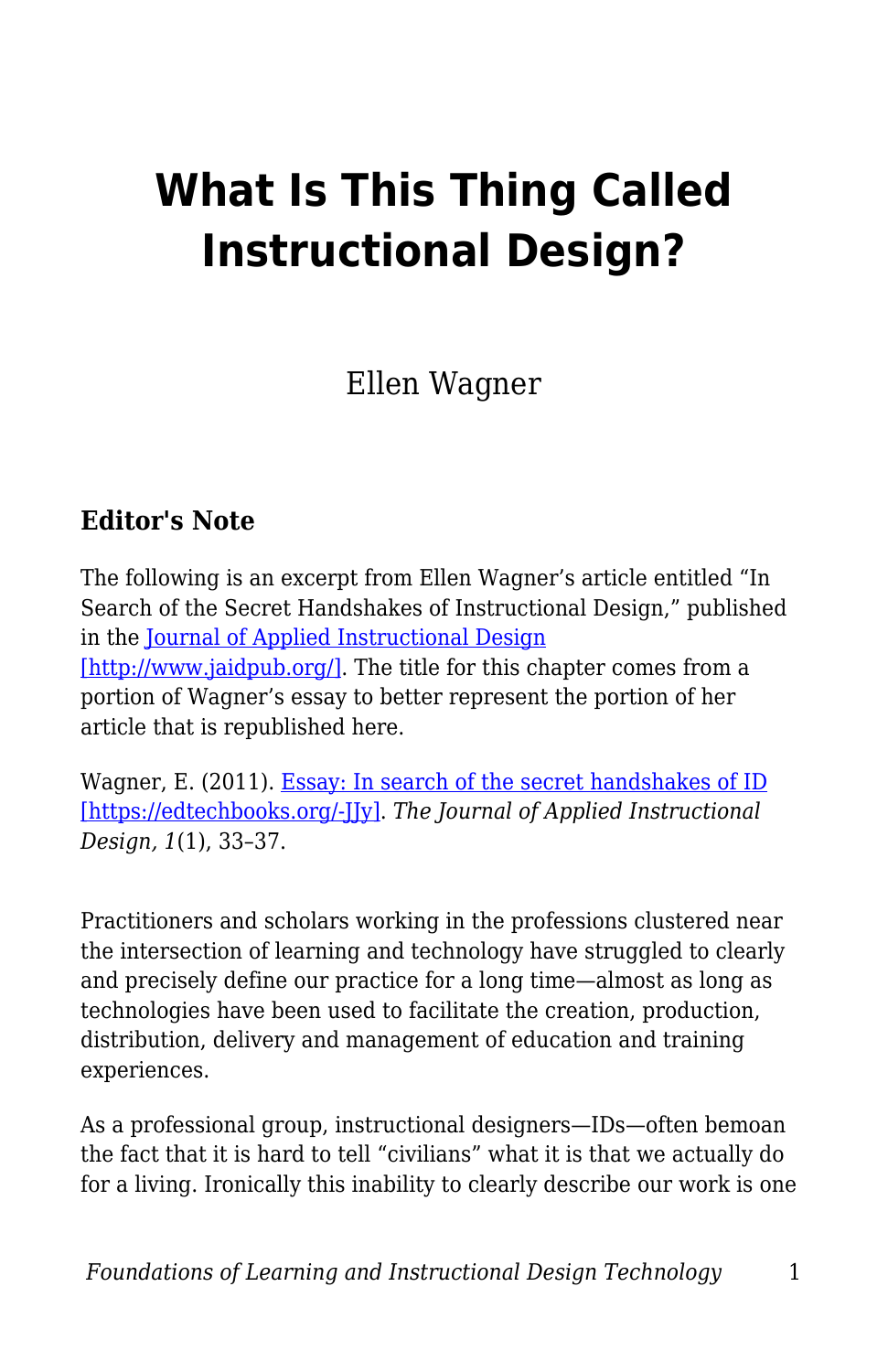# What Is This Thing Called Instructional Design?

Ellen Wagner

### Editor's Note

The following is an excerpt from Ellen Wagner's article entitled "In Search of the Secret Handshakes of Instructional Design," published in the [Journal of Applied Instructional Design [http://www.jaidpub.org/]](http://www.jaidpub.org/). The title for this chapter comes from a portion of Wagner's essay to better represent the portion of her article that is republished here.

Wagner, E. (2011). [Essay: In search of the secret handshakes of ID [https://edtechbooks.org/-JJy]](https://edtechbooks.org/-JJy). *The Journal of Applied Instructional Design, 1*(1), 33–37.

Practitioners and scholars working in the professions clustered near the intersection of learning and technology have struggled to clearly and precisely define our practice for a long time—almost as long as technologies have been used to facilitate the creation, production, distribution, delivery and management of education and training experiences.

As a professional group, instructional designers—IDs—often bemoan the fact that it is hard to tell "civilians" what it is that we actually do for a living. Ironically this inability to clearly describe our work is one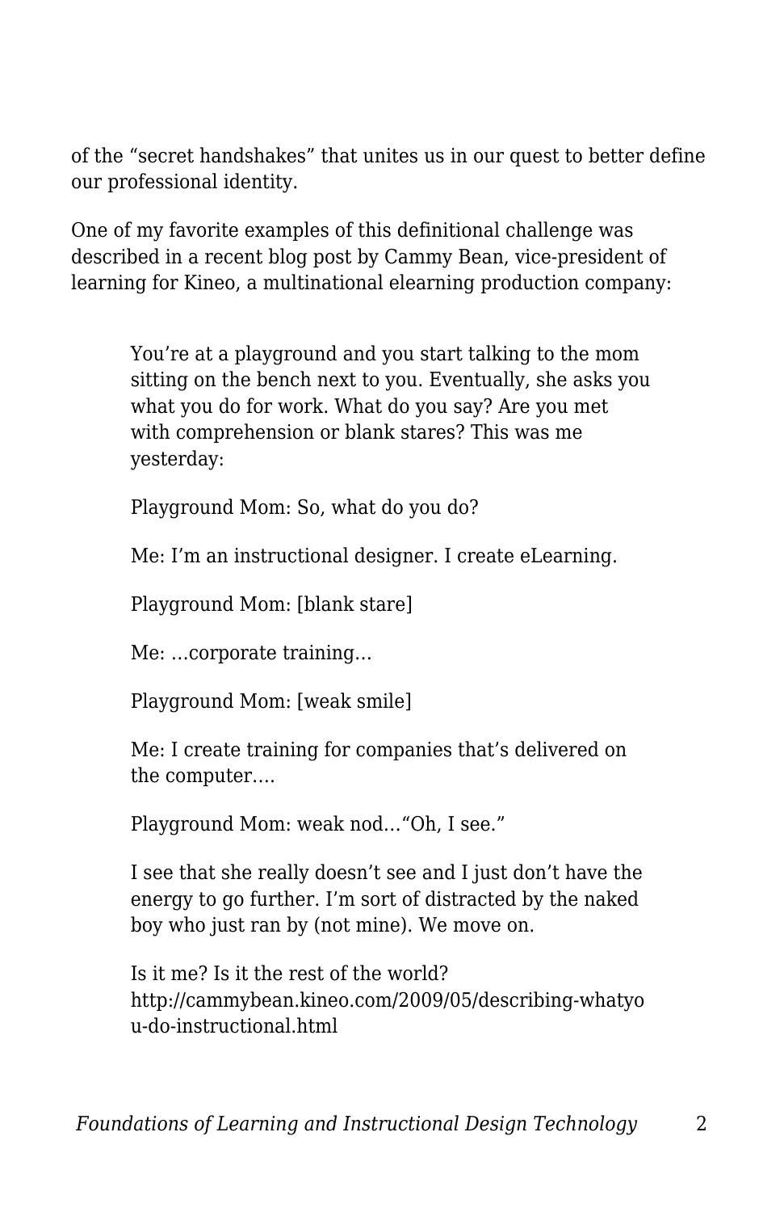of the “secret handshakes” that unites us in our quest to better define our professional identity.

One of my favorite examples of this definitional challenge was described in a recent blog post by Cammy Bean, vice-president of learning for Kineo, a multinational elearning production company:

> You’re at a playground and you start talking to the mom sitting on the bench next to you. Eventually, she asks you what you do for work. What do you say? Are you met with comprehension or blank stares? This was me yesterday:
>
> Playground Mom: So, what do you do?
>
> Me: I’m an instructional designer. I create eLearning.
>
> Playground Mom: [blank stare]
>
> Me: …corporate training…
>
> Playground Mom: [weak smile]
>
> Me: I create training for companies that’s delivered on the computer….
>
> Playground Mom: weak nod…“Oh, I see.”
>
> I see that she really doesn’t see and I just don’t have the energy to go further. I’m sort of distracted by the naked boy who just ran by (not mine). We move on.
>
> Is it me? Is it the rest of the world? http://cammybean.kineo.com/2009/05/describing-whatyou-do-instructional.html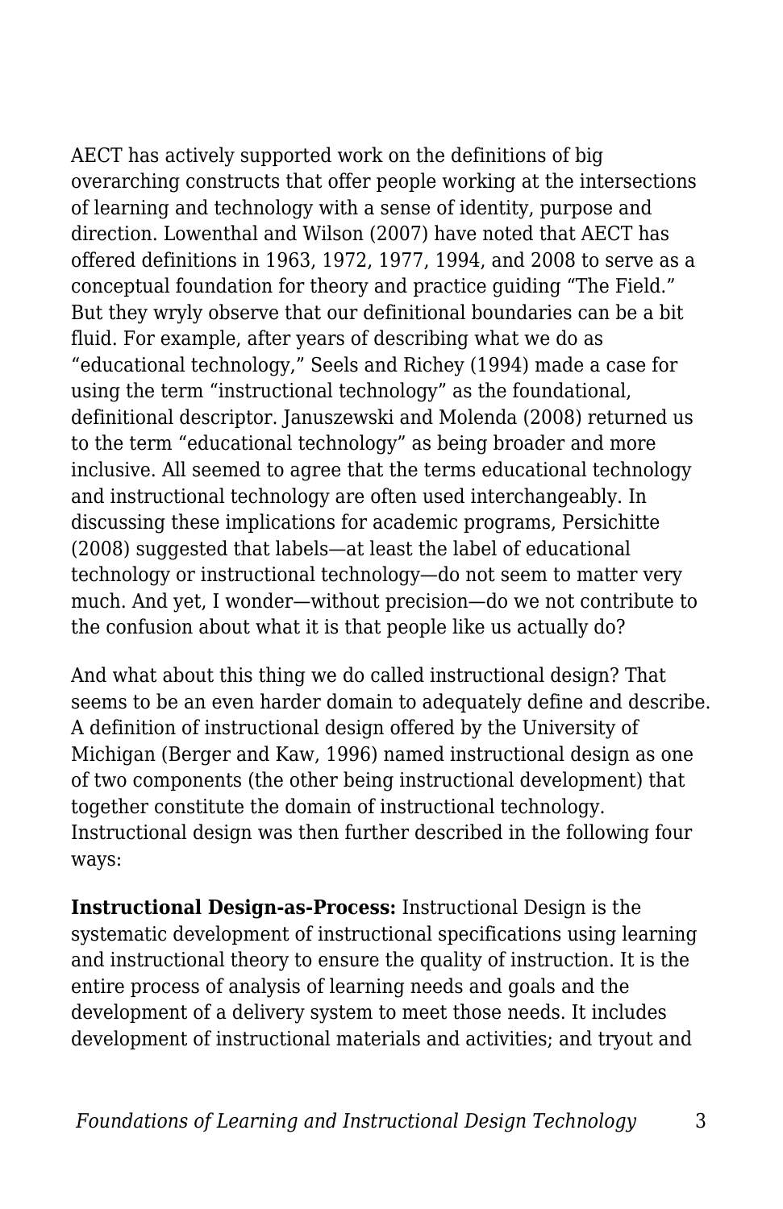AECT has actively supported work on the definitions of big overarching constructs that offer people working at the intersections of learning and technology with a sense of identity, purpose and direction. Lowenthal and Wilson (2007) have noted that AECT has offered definitions in 1963, 1972, 1977, 1994, and 2008 to serve as a conceptual foundation for theory and practice guiding "The Field." But they wryly observe that our definitional boundaries can be a bit fluid. For example, after years of describing what we do as "educational technology," Seels and Richey (1994) made a case for using the term "instructional technology" as the foundational, definitional descriptor. Januszewski and Molenda (2008) returned us to the term "educational technology" as being broader and more inclusive. All seemed to agree that the terms educational technology and instructional technology are often used interchangeably. In discussing these implications for academic programs, Persichitte (2008) suggested that labels—at least the label of educational technology or instructional technology—do not seem to matter very much. And yet, I wonder—without precision—do we not contribute to the confusion about what it is that people like us actually do?

And what about this thing we do called instructional design? That seems to be an even harder domain to adequately define and describe. A definition of instructional design offered by the University of Michigan (Berger and Kaw, 1996) named instructional design as one of two components (the other being instructional development) that together constitute the domain of instructional technology. Instructional design was then further described in the following four ways:

**Instructional Design-as-Process:** Instructional Design is the systematic development of instructional specifications using learning and instructional theory to ensure the quality of instruction. It is the entire process of analysis of learning needs and goals and the development of a delivery system to meet those needs. It includes development of instructional materials and activities; and tryout and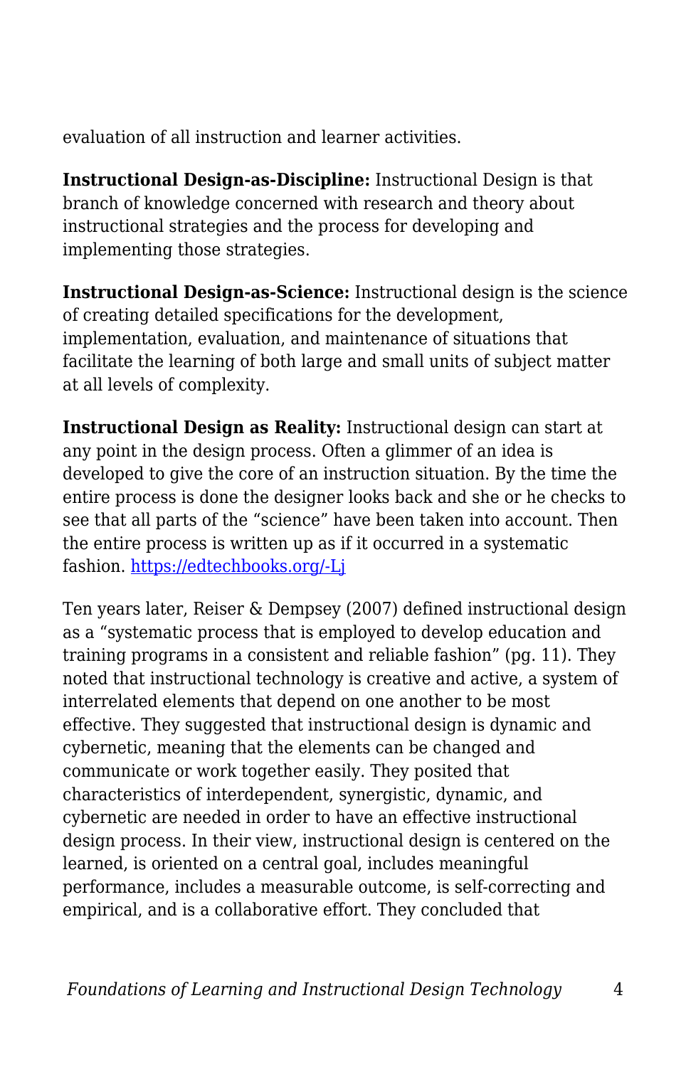evaluation of all instruction and learner activities.

**Instructional Design-as-Discipline:** Instructional Design is that branch of knowledge concerned with research and theory about instructional strategies and the process for developing and implementing those strategies.

**Instructional Design-as-Science:** Instructional design is the science of creating detailed specifications for the development, implementation, evaluation, and maintenance of situations that facilitate the learning of both large and small units of subject matter at all levels of complexity.

**Instructional Design as Reality:** Instructional design can start at any point in the design process. Often a glimmer of an idea is developed to give the core of an instruction situation. By the time the entire process is done the designer looks back and she or he checks to see that all parts of the "science" have been taken into account. Then the entire process is written up as if it occurred in a systematic fashion. [https://edtechbooks.org/-Lj](https://edtechbooks.org/-Lj)

Ten years later, Reiser & Dempsey (2007) defined instructional design as a "systematic process that is employed to develop education and training programs in a consistent and reliable fashion" (pg. 11). They noted that instructional technology is creative and active, a system of interrelated elements that depend on one another to be most effective. They suggested that instructional design is dynamic and cybernetic, meaning that the elements can be changed and communicate or work together easily. They posited that characteristics of interdependent, synergistic, dynamic, and cybernetic are needed in order to have an effective instructional design process. In their view, instructional design is centered on the learned, is oriented on a central goal, includes meaningful performance, includes a measurable outcome, is self-correcting and empirical, and is a collaborative effort. They concluded that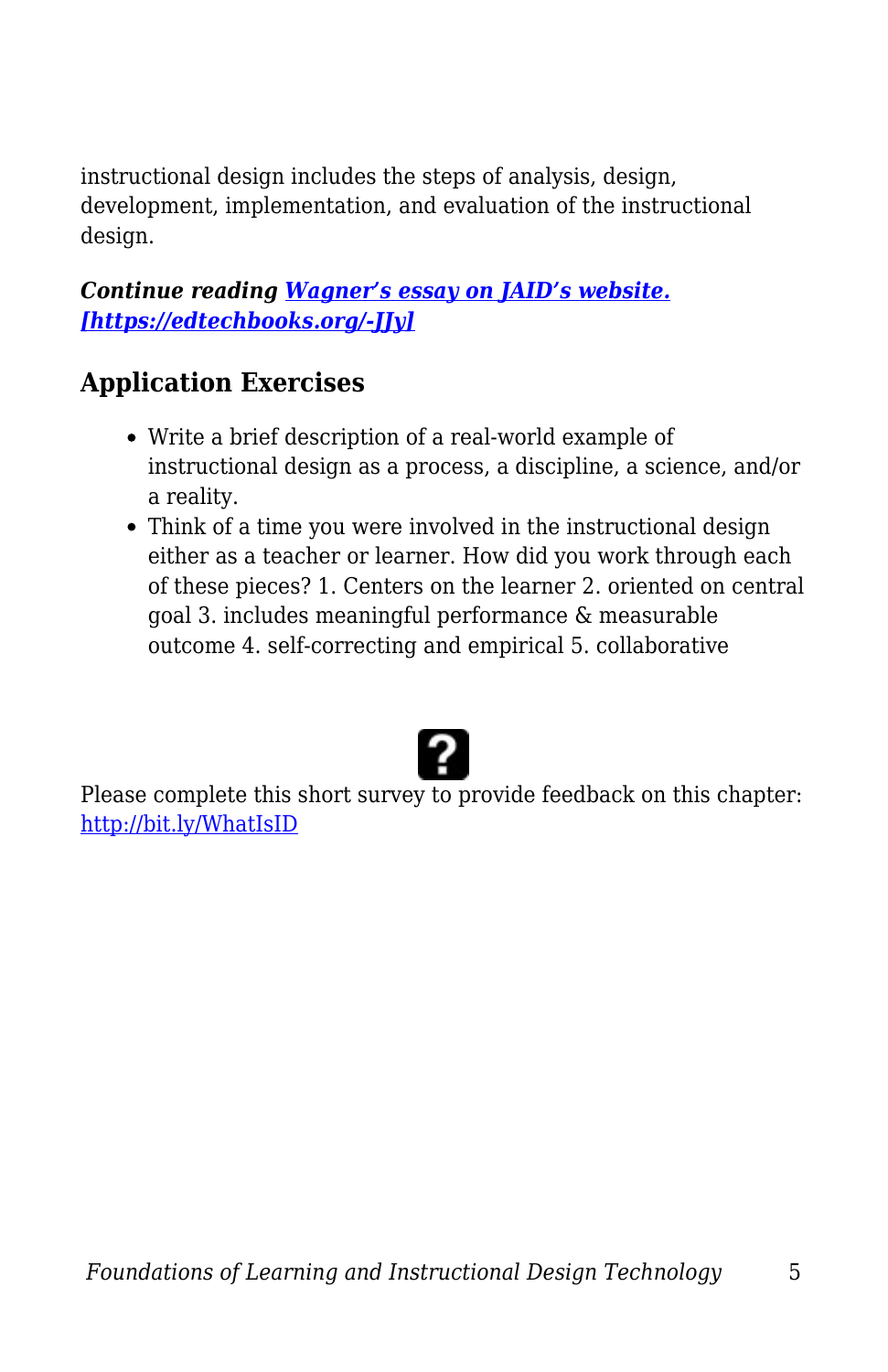instructional design includes the steps of analysis, design, development, implementation, and evaluation of the instructional design.

***Continue reading [Wagner's essay on JAID's website.](https://edtechbooks.org/-JJyl) [https://edtechbooks.org/-JJyl]***

## Application Exercises

- Write a brief description of a real-world example of instructional design as a process, a discipline, a science, and/or a reality.
- Think of a time you were involved in the instructional design either as a teacher or learner. How did you work through each of these pieces? 1. Centers on the learner 2. oriented on central goal 3. includes meaningful performance & measurable outcome 4. self-correcting and empirical 5. collaborative

Please complete this short survey to provide feedback on this chapter: [http://bit.ly/WhatIsID](http://bit.ly/WhatIsID)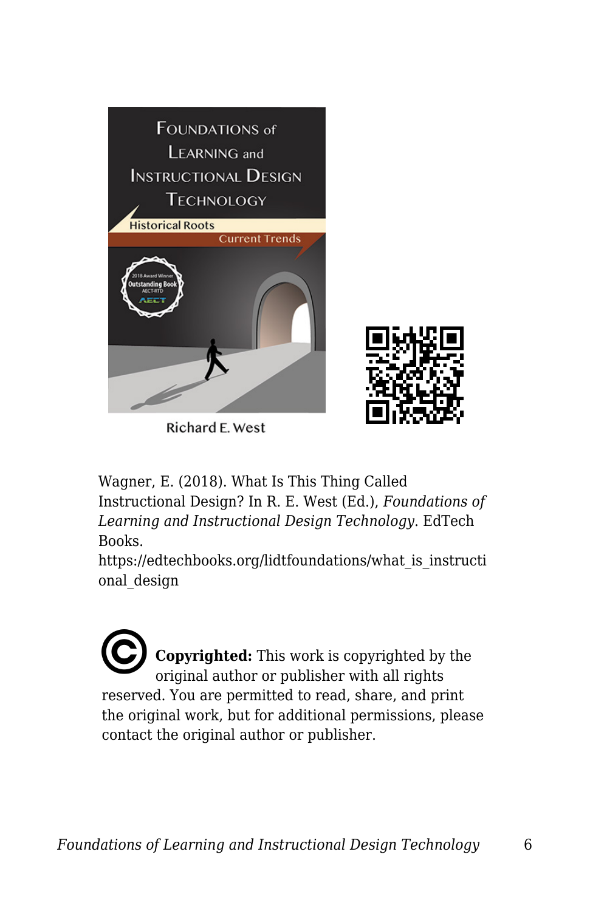Wagner, E. (2018). What Is This Thing Called Instructional Design? In R. E. West (Ed.), *Foundations of Learning and Instructional Design Technology*. EdTech Books. https://edtechbooks.org/lidtfoundations/what_is_instructional_design

**Copyrighted:** This work is copyrighted by the original author or publisher with all rights reserved. You are permitted to read, share, and print the original work, but for additional permissions, please contact the original author or publisher.